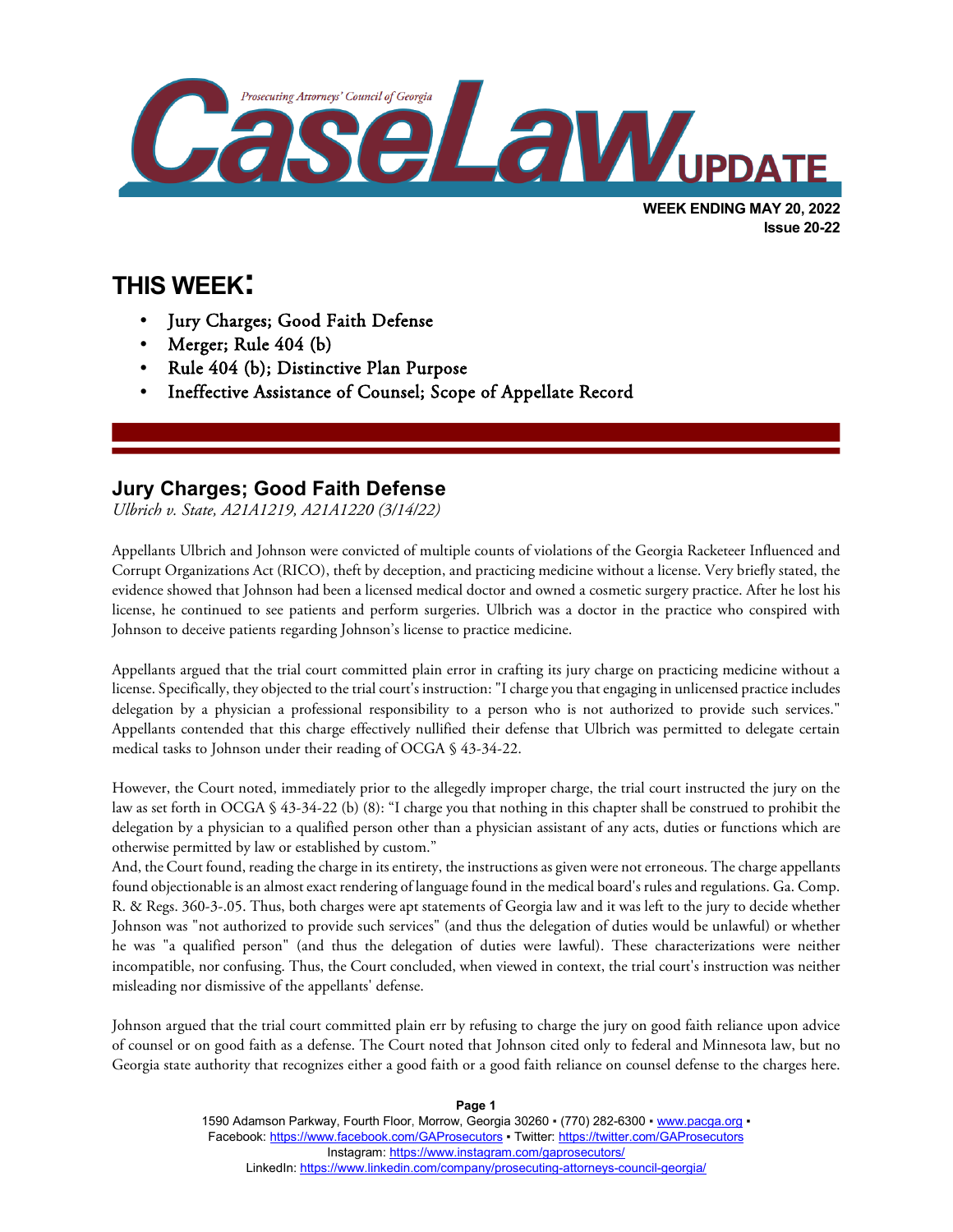# CaseLaw UPDATE

Prosecuting Attorneys' Council of Georgia

**WEEK ENDING MAY 20, 2022**
**Issue 20-22**

## THIS WEEK:

- Jury Charges; Good Faith Defense
- Merger; Rule 404 (b)
- Rule 404 (b); Distinctive Plan Purpose
- Ineffective Assistance of Counsel; Scope of Appellate Record

## Jury Charges; Good Faith Defense

*Ulbrich v. State, A21A1219, A21A1220 (3/14/22)*

Appellants Ulbrich and Johnson were convicted of multiple counts of violations of the Georgia Racketeer Influenced and Corrupt Organizations Act (RICO), theft by deception, and practicing medicine without a license. Very briefly stated, the evidence showed that Johnson had been a licensed medical doctor and owned a cosmetic surgery practice. After he lost his license, he continued to see patients and perform surgeries. Ulbrich was a doctor in the practice who conspired with Johnson to deceive patients regarding Johnson's license to practice medicine.

Appellants argued that the trial court committed plain error in crafting its jury charge on practicing medicine without a license. Specifically, they objected to the trial court's instruction: "I charge you that engaging in unlicensed practice includes delegation by a physician a professional responsibility to a person who is not authorized to provide such services." Appellants contended that this charge effectively nullified their defense that Ulbrich was permitted to delegate certain medical tasks to Johnson under their reading of OCGA § 43-34-22.

However, the Court noted, immediately prior to the allegedly improper charge, the trial court instructed the jury on the law as set forth in OCGA § 43-34-22 (b) (8): "I charge you that nothing in this chapter shall be construed to prohibit the delegation by a physician to a qualified person other than a physician assistant of any acts, duties or functions which are otherwise permitted by law or established by custom."
And, the Court found, reading the charge in its entirety, the instructions as given were not erroneous. The charge appellants found objectionable is an almost exact rendering of language found in the medical board's rules and regulations. Ga. Comp. R. & Regs. 360-3-.05. Thus, both charges were apt statements of Georgia law and it was left to the jury to decide whether Johnson was "not authorized to provide such services" (and thus the delegation of duties would be unlawful) or whether he was "a qualified person" (and thus the delegation of duties were lawful). These characterizations were neither incompatible, nor confusing. Thus, the Court concluded, when viewed in context, the trial court's instruction was neither misleading nor dismissive of the appellants' defense.

Johnson argued that the trial court committed plain err by refusing to charge the jury on good faith reliance upon advice of counsel or on good faith as a defense. The Court noted that Johnson cited only to federal and Minnesota law, but no Georgia state authority that recognizes either a good faith or a good faith reliance on counsel defense to the charges here.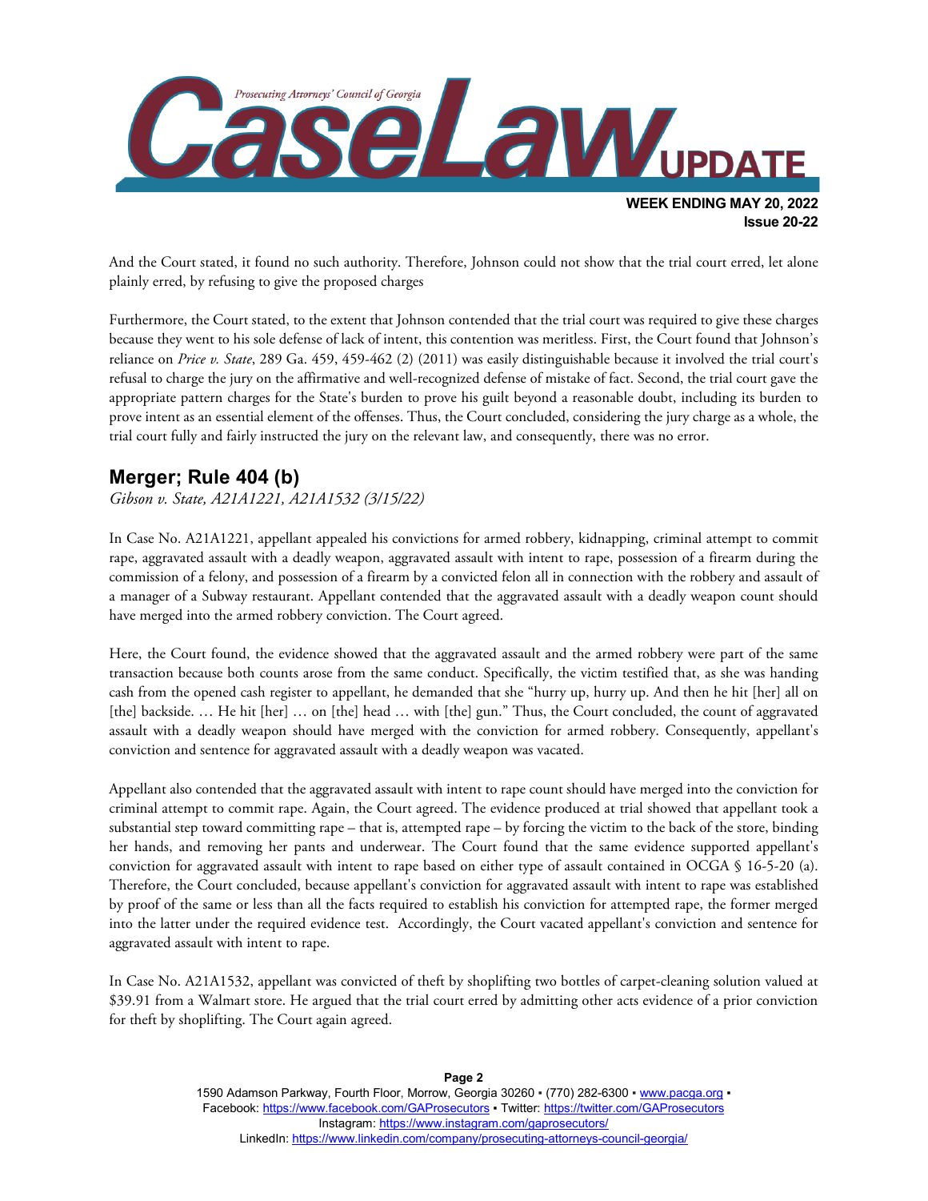And the Court stated, it found no such authority. Therefore, Johnson could not show that the trial court erred, let alone plainly erred, by refusing to give the proposed charges

Furthermore, the Court stated, to the extent that Johnson contended that the trial court was required to give these charges because they went to his sole defense of lack of intent, this contention was meritless. First, the Court found that Johnson's reliance on *Price v. State*, 289 Ga. 459, 459-462 (2) (2011) was easily distinguishable because it involved the trial court's refusal to charge the jury on the affirmative and well-recognized defense of mistake of fact. Second, the trial court gave the appropriate pattern charges for the State's burden to prove his guilt beyond a reasonable doubt, including its burden to prove intent as an essential element of the offenses. Thus, the Court concluded, considering the jury charge as a whole, the trial court fully and fairly instructed the jury on the relevant law, and consequently, there was no error.

## Merger; Rule 404 (b)

*Gibson v. State, A21A1221, A21A1532 (3/15/22)*

In Case No. A21A1221, appellant appealed his convictions for armed robbery, kidnapping, criminal attempt to commit rape, aggravated assault with a deadly weapon, aggravated assault with intent to rape, possession of a firearm during the commission of a felony, and possession of a firearm by a convicted felon all in connection with the robbery and assault of a manager of a Subway restaurant. Appellant contended that the aggravated assault with a deadly weapon count should have merged into the armed robbery conviction. The Court agreed.

Here, the Court found, the evidence showed that the aggravated assault and the armed robbery were part of the same transaction because both counts arose from the same conduct. Specifically, the victim testified that, as she was handing cash from the opened cash register to appellant, he demanded that she "hurry up, hurry up. And then he hit [her] all on [the] backside. … He hit [her] … on [the] head … with [the] gun." Thus, the Court concluded, the count of aggravated assault with a deadly weapon should have merged with the conviction for armed robbery. Consequently, appellant's conviction and sentence for aggravated assault with a deadly weapon was vacated.

Appellant also contended that the aggravated assault with intent to rape count should have merged into the conviction for criminal attempt to commit rape. Again, the Court agreed. The evidence produced at trial showed that appellant took a substantial step toward committing rape – that is, attempted rape – by forcing the victim to the back of the store, binding her hands, and removing her pants and underwear. The Court found that the same evidence supported appellant's conviction for aggravated assault with intent to rape based on either type of assault contained in OCGA § 16-5-20 (a). Therefore, the Court concluded, because appellant's conviction for aggravated assault with intent to rape was established by proof of the same or less than all the facts required to establish his conviction for attempted rape, the former merged into the latter under the required evidence test. Accordingly, the Court vacated appellant's conviction and sentence for aggravated assault with intent to rape.

In Case No. A21A1532, appellant was convicted of theft by shoplifting two bottles of carpet-cleaning solution valued at $39.91 from a Walmart store. He argued that the trial court erred by admitting other acts evidence of a prior conviction for theft by shoplifting. The Court again agreed.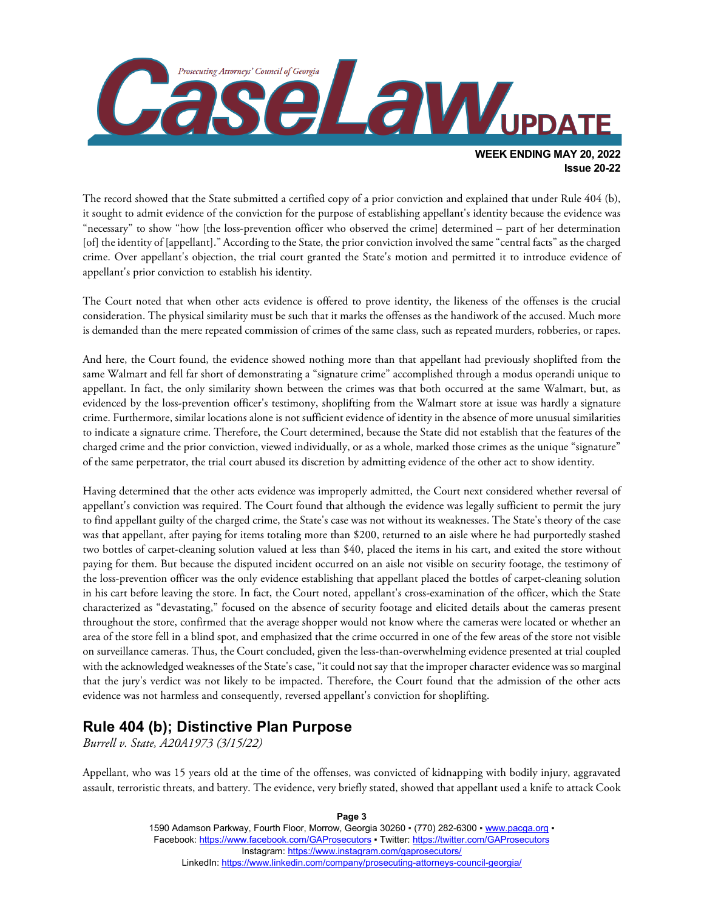The record showed that the State submitted a certified copy of a prior conviction and explained that under Rule 404 (b), it sought to admit evidence of the conviction for the purpose of establishing appellant's identity because the evidence was "necessary" to show "how [the loss-prevention officer who observed the crime] determined – part of her determination [of] the identity of [appellant]." According to the State, the prior conviction involved the same "central facts" as the charged crime. Over appellant's objection, the trial court granted the State's motion and permitted it to introduce evidence of appellant's prior conviction to establish his identity.

The Court noted that when other acts evidence is offered to prove identity, the likeness of the offenses is the crucial consideration. The physical similarity must be such that it marks the offenses as the handiwork of the accused. Much more is demanded than the mere repeated commission of crimes of the same class, such as repeated murders, robberies, or rapes.

And here, the Court found, the evidence showed nothing more than that appellant had previously shoplifted from the same Walmart and fell far short of demonstrating a "signature crime" accomplished through a modus operandi unique to appellant. In fact, the only similarity shown between the crimes was that both occurred at the same Walmart, but, as evidenced by the loss-prevention officer's testimony, shoplifting from the Walmart store at issue was hardly a signature crime. Furthermore, similar locations alone is not sufficient evidence of identity in the absence of more unusual similarities to indicate a signature crime. Therefore, the Court determined, because the State did not establish that the features of the charged crime and the prior conviction, viewed individually, or as a whole, marked those crimes as the unique "signature" of the same perpetrator, the trial court abused its discretion by admitting evidence of the other act to show identity.

Having determined that the other acts evidence was improperly admitted, the Court next considered whether reversal of appellant's conviction was required. The Court found that although the evidence was legally sufficient to permit the jury to find appellant guilty of the charged crime, the State's case was not without its weaknesses. The State's theory of the case was that appellant, after paying for items totaling more than $200, returned to an aisle where he had purportedly stashed two bottles of carpet-cleaning solution valued at less than $40, placed the items in his cart, and exited the store without paying for them. But because the disputed incident occurred on an aisle not visible on security footage, the testimony of the loss-prevention officer was the only evidence establishing that appellant placed the bottles of carpet-cleaning solution in his cart before leaving the store. In fact, the Court noted, appellant's cross-examination of the officer, which the State characterized as "devastating," focused on the absence of security footage and elicited details about the cameras present throughout the store, confirmed that the average shopper would not know where the cameras were located or whether an area of the store fell in a blind spot, and emphasized that the crime occurred in one of the few areas of the store not visible on surveillance cameras. Thus, the Court concluded, given the less-than-overwhelming evidence presented at trial coupled with the acknowledged weaknesses of the State's case, "it could not say that the improper character evidence was so marginal that the jury's verdict was not likely to be impacted. Therefore, the Court found that the admission of the other acts evidence was not harmless and consequently, reversed appellant's conviction for shoplifting.

## Rule 404 (b); Distinctive Plan Purpose

*Burrell v. State, A20A1973 (3/15/22)*

Appellant, who was 15 years old at the time of the offenses, was convicted of kidnapping with bodily injury, aggravated assault, terroristic threats, and battery. The evidence, very briefly stated, showed that appellant used a knife to attack Cook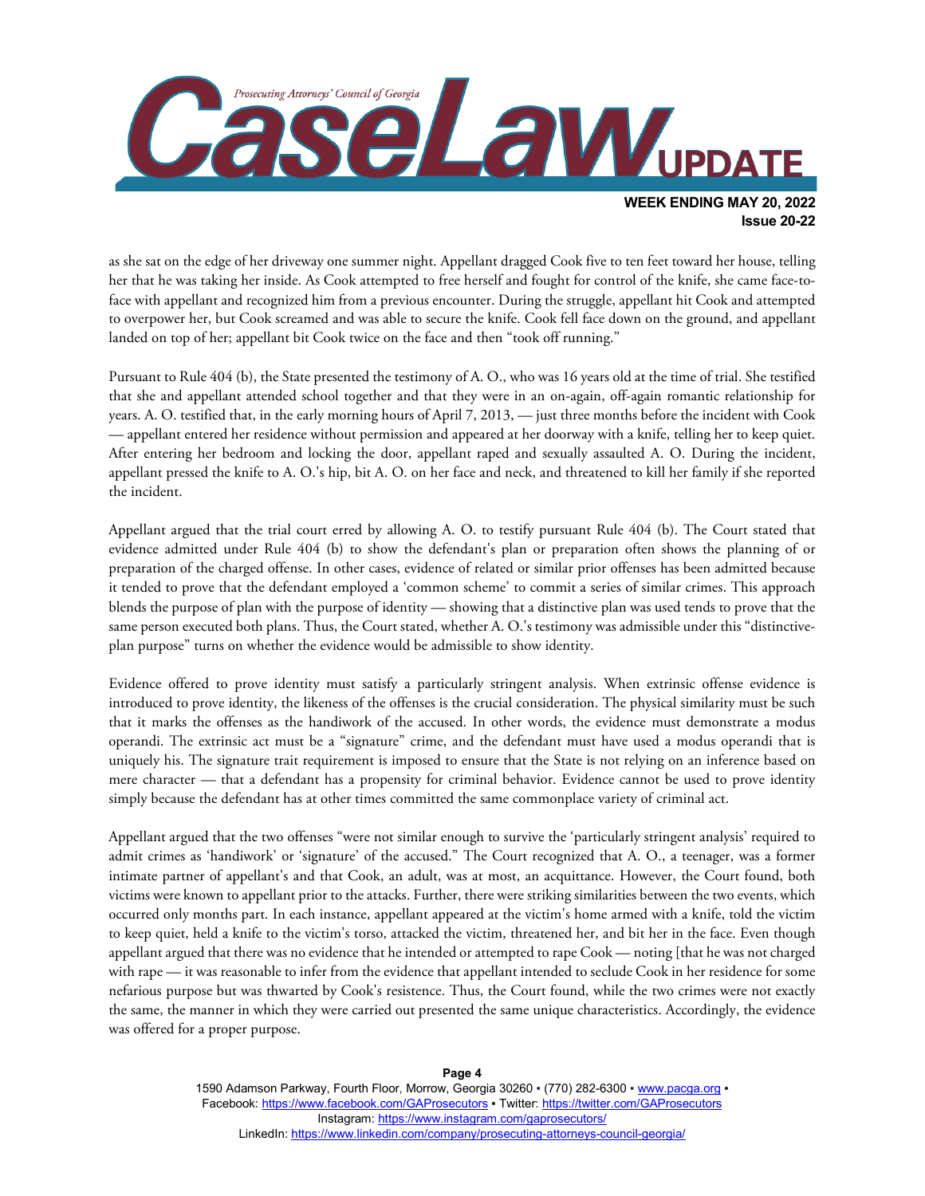as she sat on the edge of her driveway one summer night. Appellant dragged Cook five to ten feet toward her house, telling her that he was taking her inside. As Cook attempted to free herself and fought for control of the knife, she came face-to-face with appellant and recognized him from a previous encounter. During the struggle, appellant hit Cook and attempted to overpower her, but Cook screamed and was able to secure the knife. Cook fell face down on the ground, and appellant landed on top of her; appellant bit Cook twice on the face and then "took off running."

Pursuant to Rule 404 (b), the State presented the testimony of A. O., who was 16 years old at the time of trial. She testified that she and appellant attended school together and that they were in an on-again, off-again romantic relationship for years. A. O. testified that, in the early morning hours of April 7, 2013, — just three months before the incident with Cook — appellant entered her residence without permission and appeared at her doorway with a knife, telling her to keep quiet. After entering her bedroom and locking the door, appellant raped and sexually assaulted A. O. During the incident, appellant pressed the knife to A. O.'s hip, bit A. O. on her face and neck, and threatened to kill her family if she reported the incident.

Appellant argued that the trial court erred by allowing A. O. to testify pursuant Rule 404 (b). The Court stated that evidence admitted under Rule 404 (b) to show the defendant's plan or preparation often shows the planning of or preparation of the charged offense. In other cases, evidence of related or similar prior offenses has been admitted because it tended to prove that the defendant employed a 'common scheme' to commit a series of similar crimes. This approach blends the purpose of plan with the purpose of identity — showing that a distinctive plan was used tends to prove that the same person executed both plans. Thus, the Court stated, whether A. O.'s testimony was admissible under this "distinctive-plan purpose" turns on whether the evidence would be admissible to show identity.

Evidence offered to prove identity must satisfy a particularly stringent analysis. When extrinsic offense evidence is introduced to prove identity, the likeness of the offenses is the crucial consideration. The physical similarity must be such that it marks the offenses as the handiwork of the accused. In other words, the evidence must demonstrate a modus operandi. The extrinsic act must be a "signature" crime, and the defendant must have used a modus operandi that is uniquely his. The signature trait requirement is imposed to ensure that the State is not relying on an inference based on mere character — that a defendant has a propensity for criminal behavior. Evidence cannot be used to prove identity simply because the defendant has at other times committed the same commonplace variety of criminal act.

Appellant argued that the two offenses "were not similar enough to survive the 'particularly stringent analysis' required to admit crimes as 'handiwork' or 'signature' of the accused." The Court recognized that A. O., a teenager, was a former intimate partner of appellant's and that Cook, an adult, was at most, an acquittance. However, the Court found, both victims were known to appellant prior to the attacks. Further, there were striking similarities between the two events, which occurred only months part. In each instance, appellant appeared at the victim's home armed with a knife, told the victim to keep quiet, held a knife to the victim's torso, attacked the victim, threatened her, and bit her in the face. Even though appellant argued that there was no evidence that he intended or attempted to rape Cook — noting [that he was not charged with rape — it was reasonable to infer from the evidence that appellant intended to seclude Cook in her residence for some nefarious purpose but was thwarted by Cook's resistence. Thus, the Court found, while the two crimes were not exactly the same, the manner in which they were carried out presented the same unique characteristics. Accordingly, the evidence was offered for a proper purpose.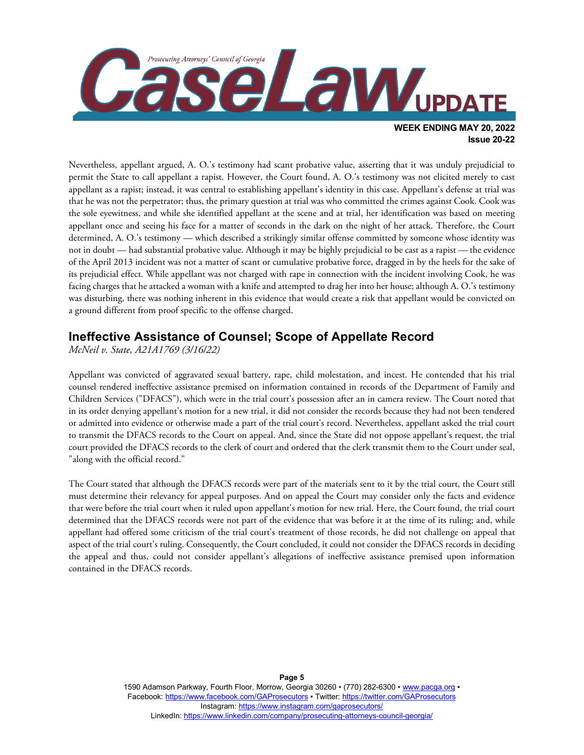Nevertheless, appellant argued, A. O.'s testimony had scant probative value, asserting that it was unduly prejudicial to permit the State to call appellant a rapist. However, the Court found, A. O.'s testimony was not elicited merely to cast appellant as a rapist; instead, it was central to establishing appellant's identity in this case. Appellant's defense at trial was that he was not the perpetrator; thus, the primary question at trial was who committed the crimes against Cook. Cook was the sole eyewitness, and while she identified appellant at the scene and at trial, her identification was based on meeting appellant once and seeing his face for a matter of seconds in the dark on the night of her attack. Therefore, the Court determined, A. O.'s testimony — which described a strikingly similar offense committed by someone whose identity was not in doubt — had substantial probative value. Although it may be highly prejudicial to be cast as a rapist — the evidence of the April 2013 incident was not a matter of scant or cumulative probative force, dragged in by the heels for the sake of its prejudicial effect. While appellant was not charged with rape in connection with the incident involving Cook, he was facing charges that he attacked a woman with a knife and attempted to drag her into her house; although A. O.'s testimony was disturbing, there was nothing inherent in this evidence that would create a risk that appellant would be convicted on a ground different from proof specific to the offense charged.

## Ineffective Assistance of Counsel; Scope of Appellate Record

*McNeil v. State, A21A1769 (3/16/22)*

Appellant was convicted of aggravated sexual battery, rape, child molestation, and incest. He contended that his trial counsel rendered ineffective assistance premised on information contained in records of the Department of Family and Children Services ("DFACS"), which were in the trial court's possession after an in camera review. The Court noted that in its order denying appellant's motion for a new trial, it did not consider the records because they had not been tendered or admitted into evidence or otherwise made a part of the trial court's record. Nevertheless, appellant asked the trial court to transmit the DFACS records to the Court on appeal. And, since the State did not oppose appellant's request, the trial court provided the DFACS records to the clerk of court and ordered that the clerk transmit them to the Court under seal, "along with the official record."

The Court stated that although the DFACS records were part of the materials sent to it by the trial court, the Court still must determine their relevancy for appeal purposes. And on appeal the Court may consider only the facts and evidence that were before the trial court when it ruled upon appellant's motion for new trial. Here, the Court found, the trial court determined that the DFACS records were not part of the evidence that was before it at the time of its ruling; and, while appellant had offered some criticism of the trial court's treatment of those records, he did not challenge on appeal that aspect of the trial court's ruling. Consequently, the Court concluded, it could not consider the DFACS records in deciding the appeal and thus, could not consider appellant's allegations of ineffective assistance premised upon information contained in the DFACS records.